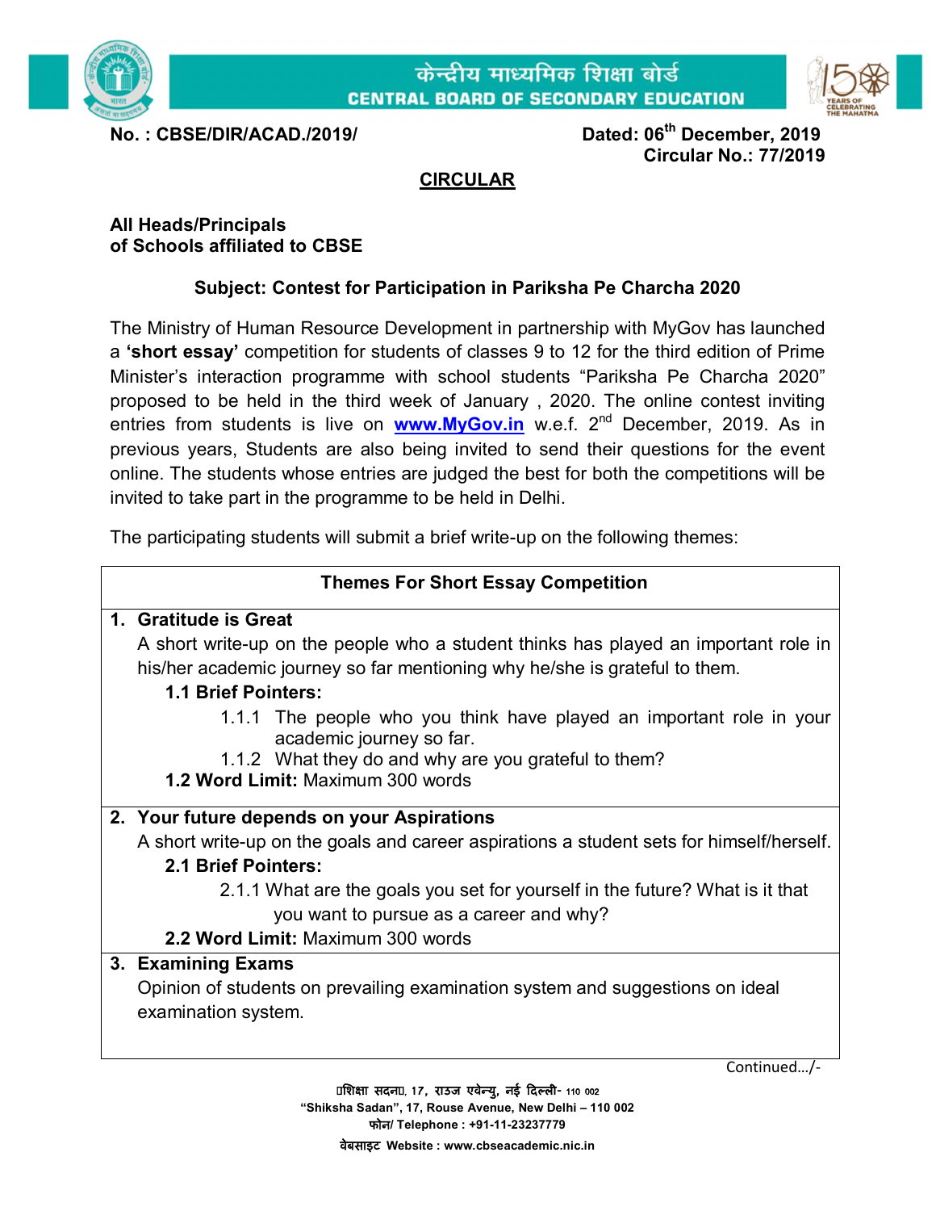केन्द्रीय माध्यमिक शिक्षा बोर्ड
CENTRAL BOARD OF SECONDARY EDUCATION

**No. : CBSE/DIR/ACAD./2019/**

**Dated: 06th December, 2019**
**Circular No.: 77/2019**

## CIRCULAR

**All Heads/Principals**
**of Schools affiliated to CBSE**

**Subject: Contest for Participation in Pariksha Pe Charcha 2020**

The Ministry of Human Resource Development in partnership with MyGov has launched a **'short essay'** competition for students of classes 9 to 12 for the third edition of Prime Minister's interaction programme with school students "Pariksha Pe Charcha 2020" proposed to be held in the third week of January , 2020. The online contest inviting entries from students is live on **www.MyGov.in** w.e.f. 2nd December, 2019. As in previous years, Students are also being invited to send their questions for the event online. The students whose entries are judged the best for both the competitions will be invited to take part in the programme to be held in Delhi.

The participating students will submit a brief write-up on the following themes:

| Themes For Short Essay Competition |
|---|
| **1. Gratitude is Great**<br>A short write-up on the people who a student thinks has played an important role in his/her academic journey so far mentioning why he/she is grateful to them.<br>**1.1 Brief Pointers:**<br>1.1.1 The people who you think have played an important role in your academic journey so far.<br>1.1.2 What they do and why are you grateful to them?<br>**1.2 Word Limit:** Maximum 300 words |
| **2. Your future depends on your Aspirations**<br>A short write-up on the goals and career aspirations a student sets for himself/herself.<br>**2.1 Brief Pointers:**<br>2.1.1 What are the goals you set for yourself in the future? What is it that you want to pursue as a career and why?<br>**2.2 Word Limit:** Maximum 300 words |
| **3. Examining Exams**<br>Opinion of students on prevailing examination system and suggestions on ideal examination system. |

Continued…/-

"शिक्षा सदन", 17, राउज एवेन्यु, नई दिल्ली- 110 002
"Shiksha Sadan", 17, Rouse Avenue, New Delhi – 110 002
फोन/ Telephone : +91-11-23237779
वेबसाइट Website : www.cbseacademic.nic.in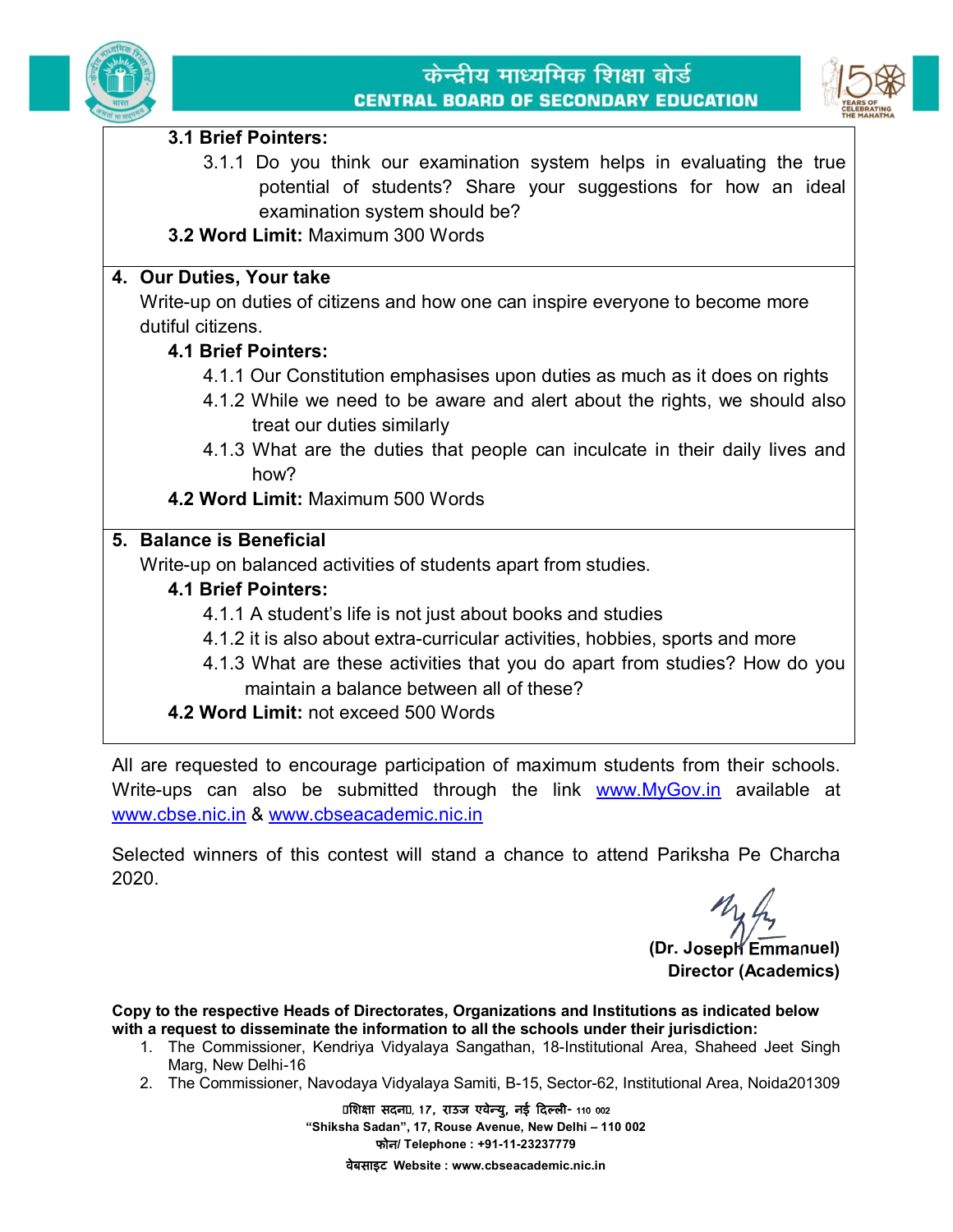**3.1 Brief Pointers:**

3.1.1 Do you think our examination system helps in evaluating the true potential of students? Share your suggestions for how an ideal examination system should be?

**3.2 Word Limit:** Maximum 300 Words

**4. Our Duties, Your take**

Write-up on duties of citizens and how one can inspire everyone to become more dutiful citizens.

**4.1 Brief Pointers:**

4.1.1 Our Constitution emphasises upon duties as much as it does on rights

4.1.2 While we need to be aware and alert about the rights, we should also treat our duties similarly

4.1.3 What are the duties that people can inculcate in their daily lives and how?

**4.2 Word Limit:** Maximum 500 Words

**5. Balance is Beneficial**

Write-up on balanced activities of students apart from studies.

**4.1 Brief Pointers:**

4.1.1 A student's life is not just about books and studies

4.1.2 it is also about extra-curricular activities, hobbies, sports and more

4.1.3 What are these activities that you do apart from studies? How do you maintain a balance between all of these?

**4.2 Word Limit:** not exceed 500 Words

All are requested to encourage participation of maximum students from their schools. Write-ups can also be submitted through the link www.MyGov.in available at www.cbse.nic.in & www.cbseacademic.nic.in

Selected winners of this contest will stand a chance to attend Pariksha Pe Charcha 2020.

**(Dr. Joseph Emmanuel)**
**Director (Academics)**

**Copy to the respective Heads of Directorates, Organizations and Institutions as indicated below with a request to disseminate the information to all the schools under their jurisdiction:**

1. The Commissioner, Kendriya Vidyalaya Sangathan, 18-Institutional Area, Shaheed Jeet Singh Marg, New Delhi-16
2. The Commissioner, Navodaya Vidyalaya Samiti, B-15, Sector-62, Institutional Area, Noida201309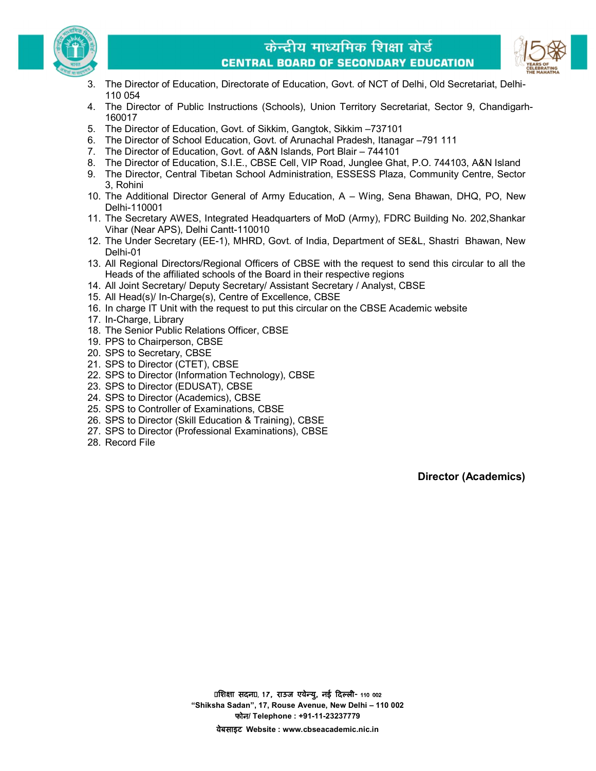3. The Director of Education, Directorate of Education, Govt. of NCT of Delhi, Old Secretariat, Delhi-110 054
4. The Director of Public Instructions (Schools), Union Territory Secretariat, Sector 9, Chandigarh-160017
5. The Director of Education, Govt. of Sikkim, Gangtok, Sikkim –737101
6. The Director of School Education, Govt. of Arunachal Pradesh, Itanagar –791 111
7. The Director of Education, Govt. of A&N Islands, Port Blair – 744101
8. The Director of Education, S.I.E., CBSE Cell, VIP Road, Junglee Ghat, P.O. 744103, A&N Island
9. The Director, Central Tibetan School Administration, ESSESS Plaza, Community Centre, Sector 3, Rohini
10. The Additional Director General of Army Education, A – Wing, Sena Bhawan, DHQ, PO, New Delhi-110001
11. The Secretary AWES, Integrated Headquarters of MoD (Army), FDRC Building No. 202,Shankar Vihar (Near APS), Delhi Cantt-110010
12. The Under Secretary (EE-1), MHRD, Govt. of India, Department of SE&L, Shastri Bhawan, New Delhi-01
13. All Regional Directors/Regional Officers of CBSE with the request to send this circular to all the Heads of the affiliated schools of the Board in their respective regions
14. All Joint Secretary/ Deputy Secretary/ Assistant Secretary / Analyst, CBSE
15. All Head(s)/ In-Charge(s), Centre of Excellence, CBSE
16. In charge IT Unit with the request to put this circular on the CBSE Academic website
17. In-Charge, Library
18. The Senior Public Relations Officer, CBSE
19. PPS to Chairperson, CBSE
20. SPS to Secretary, CBSE
21. SPS to Director (CTET), CBSE
22. SPS to Director (Information Technology), CBSE
23. SPS to Director (EDUSAT), CBSE
24. SPS to Director (Academics), CBSE
25. SPS to Controller of Examinations, CBSE
26. SPS to Director (Skill Education & Training), CBSE
27. SPS to Director (Professional Examinations), CBSE
28. Record File

**Director (Academics)**